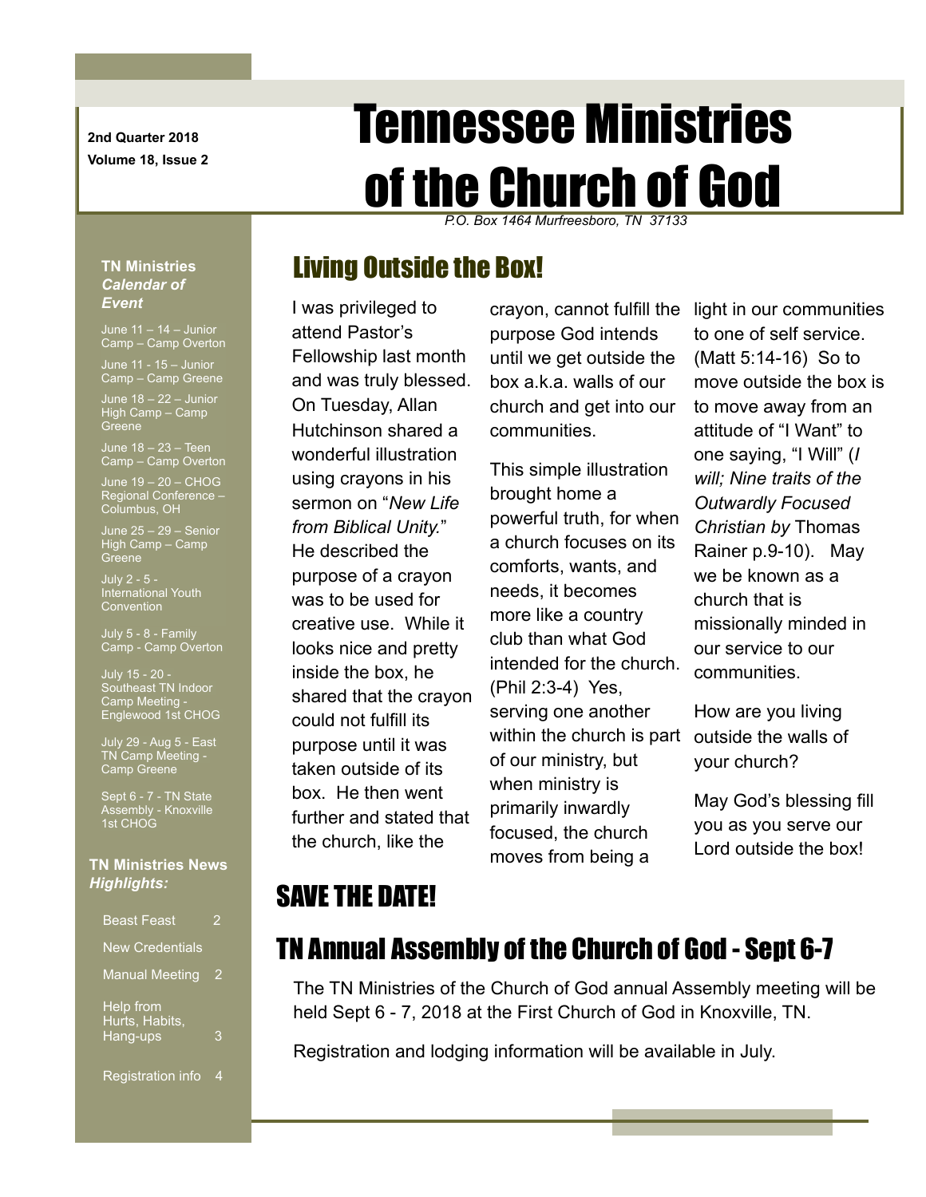2nd Quarter 2018

Volume 18, Issue 2

# Tennessee Ministries of the Church of God

*P.O. Box 1464 Murfreesboro, TN 37133*

## Living Outside the Box!

I was privileged to attend Pastor's Fellowship last month and was truly blessed. On Tuesday, Allan Hutchinson shared a wonderful illustration using crayons in his sermon on "*New Life from Biblical Unity.*" He described the purpose of a crayon was to be used for creative use. While it looks nice and pretty inside the box, he shared that the crayon could not fulfill its purpose until it was taken outside of its box. He then went further and stated that the church, like the crayon, cannot fulfill the purpose God intends until we get outside the box a.k.a. walls of our church and get into our communities.

This simple illustration brought home a powerful truth, for when a church focuses on its comforts, wants, and needs, it becomes more like a country club than what God intended for the church. (Phil 2:3-4) Yes, serving one another within the church is part of our ministry, but when ministry is primarily inwardly focused, the church moves from being a light in our communities to one of self service. (Matt 5:14-16) So to move outside the box is to move away from an attitude of "I Want" to one saying, "I Will" (*I will; Nine traits of the Outwardly Focused Christian by* Thomas Rainer p.9-10). May we be known as a church that is missionally minded in our service to our communities.

How are you living outside the walls of your church?

May God's blessing fill you as you serve our Lord outside the box!

## SAVE THE DATE!

## TN Annual Assembly of the Church of God - Sept 6-7

The TN Ministries of the Church of God annual Assembly meeting will be held Sept 6 - 7, 2018 at the First Church of God in Knoxville, TN.

Registration and lodging information will be available in July.

### TN Ministries *Calendar of Event*

- June 11 – 14 – Junior Camp – Camp Overton
- June 11 - 15 – Junior Camp – Camp Greene
- June 18 – 22 – Junior High Camp – Camp Greene
- June 18 – 23 – Teen Camp – Camp Overton
- June 19 – 20 – CHOG Regional Conference – Columbus, OH
- June 25 – 29 – Senior High Camp – Camp Greene
- July 2 - 5 - International Youth Convention
- July 5 - 8 - Family Camp - Camp Overton
- July 15 - 20 - Southeast TN Indoor Camp Meeting - Englewood 1st CHOG
- July 29 - Aug 5 - East TN Camp Meeting - Camp Greene
- Sept 6 - 7 - TN State Assembly - Knoxville 1st CHOG

### TN Ministries News *Highlights:*

| | |
|---|---|
| Beast Feast | 2 |
| New Credentials | |
| Manual Meeting | 2 |
| Help from Hurts, Habits, Hang-ups | 3 |
| Registration info | 4 |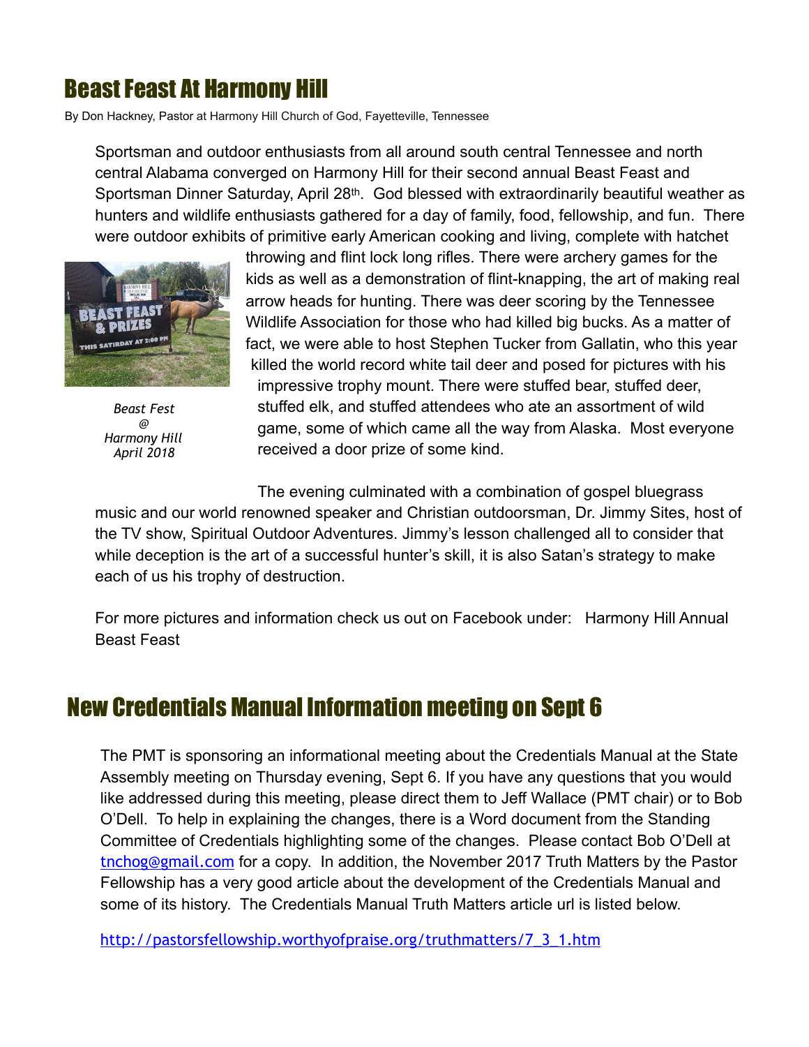## Beast Feast At Harmony Hill

By Don Hackney, Pastor at Harmony Hill Church of God, Fayetteville, Tennessee

Sportsman and outdoor enthusiasts from all around south central Tennessee and north central Alabama converged on Harmony Hill for their second annual Beast Feast and Sportsman Dinner Saturday, April 28th. God blessed with extraordinarily beautiful weather as hunters and wildlife enthusiasts gathered for a day of family, food, fellowship, and fun. There were outdoor exhibits of primitive early American cooking and living, complete with hatchet throwing and flint lock long rifles. There were archery games for the kids as well as a demonstration of flint-knapping, the art of making real arrow heads for hunting. There was deer scoring by the Tennessee Wildlife Association for those who had killed big bucks. As a matter of fact, we were able to host Stephen Tucker from Gallatin, who this year killed the world record white tail deer and posed for pictures with his impressive trophy mount. There were stuffed bear, stuffed deer, stuffed elk, and stuffed attendees who ate an assortment of wild game, some of which came all the way from Alaska. Most everyone received a door prize of some kind.

*Beast Fest @ Harmony Hill April 2018*

The evening culminated with a combination of gospel bluegrass music and our world renowned speaker and Christian outdoorsman, Dr. Jimmy Sites, host of the TV show, Spiritual Outdoor Adventures. Jimmy's lesson challenged all to consider that while deception is the art of a successful hunter's skill, it is also Satan's strategy to make each of us his trophy of destruction.

For more pictures and information check us out on Facebook under: Harmony Hill Annual Beast Feast

## New Credentials Manual Information meeting on Sept 6

The PMT is sponsoring an informational meeting about the Credentials Manual at the State Assembly meeting on Thursday evening, Sept 6. If you have any questions that you would like addressed during this meeting, please direct them to Jeff Wallace (PMT chair) or to Bob O'Dell. To help in explaining the changes, there is a Word document from the Standing Committee of Credentials highlighting some of the changes. Please contact Bob O'Dell at tnchog@gmail.com for a copy. In addition, the November 2017 Truth Matters by the Pastor Fellowship has a very good article about the development of the Credentials Manual and some of its history. The Credentials Manual Truth Matters article url is listed below.

http://pastorsfellowship.worthyofpraise.org/truthmatters/7_3_1.htm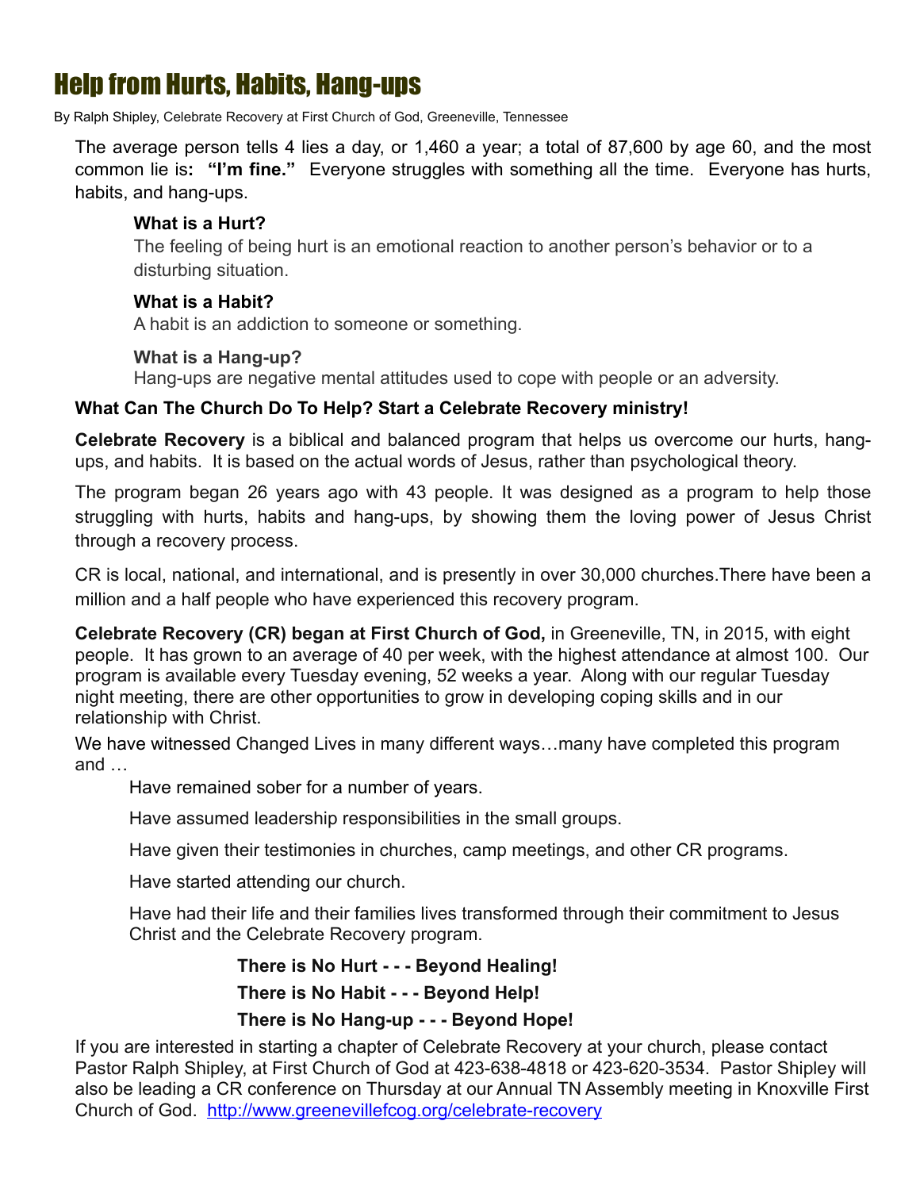# Help from Hurts, Habits, Hang-ups

By Ralph Shipley, Celebrate Recovery at First Church of God, Greeneville, Tennessee

The average person tells 4 lies a day, or 1,460 a year; a total of 87,600 by age 60, and the most common lie is**: "I'm fine."** Everyone struggles with something all the time. Everyone has hurts, habits, and hang-ups.

**What is a Hurt?**
The feeling of being hurt is an emotional reaction to another person's behavior or to a disturbing situation.

**What is a Habit?**
A habit is an addiction to someone or something.

**What is a Hang-up?**
Hang-ups are negative mental attitudes used to cope with people or an adversity.

**What Can The Church Do To Help? Start a Celebrate Recovery ministry!**

**Celebrate Recovery** is a biblical and balanced program that helps us overcome our hurts, hang-ups, and habits. It is based on the actual words of Jesus, rather than psychological theory.

The program began 26 years ago with 43 people. It was designed as a program to help those struggling with hurts, habits and hang-ups, by showing them the loving power of Jesus Christ through a recovery process.

CR is local, national, and international, and is presently in over 30,000 churches.There have been a million and a half people who have experienced this recovery program.

**Celebrate Recovery (CR) began at First Church of God,** in Greeneville, TN, in 2015, with eight people. It has grown to an average of 40 per week, with the highest attendance at almost 100. Our program is available every Tuesday evening, 52 weeks a year. Along with our regular Tuesday night meeting, there are other opportunities to grow in developing coping skills and in our relationship with Christ.

We have witnessed Changed Lives in many different ways…many have completed this program and …

Have remained sober for a number of years.

Have assumed leadership responsibilities in the small groups.

Have given their testimonies in churches, camp meetings, and other CR programs.

Have started attending our church.

Have had their life and their families lives transformed through their commitment to Jesus Christ and the Celebrate Recovery program.

**There is No Hurt - - - Beyond Healing!**

**There is No Habit - - - Beyond Help!**

**There is No Hang-up - - - Beyond Hope!**

If you are interested in starting a chapter of Celebrate Recovery at your church, please contact Pastor Ralph Shipley, at First Church of God at 423-638-4818 or 423-620-3534. Pastor Shipley will also be leading a CR conference on Thursday at our Annual TN Assembly meeting in Knoxville First Church of God. http://www.greenevillefcog.org/celebrate-recovery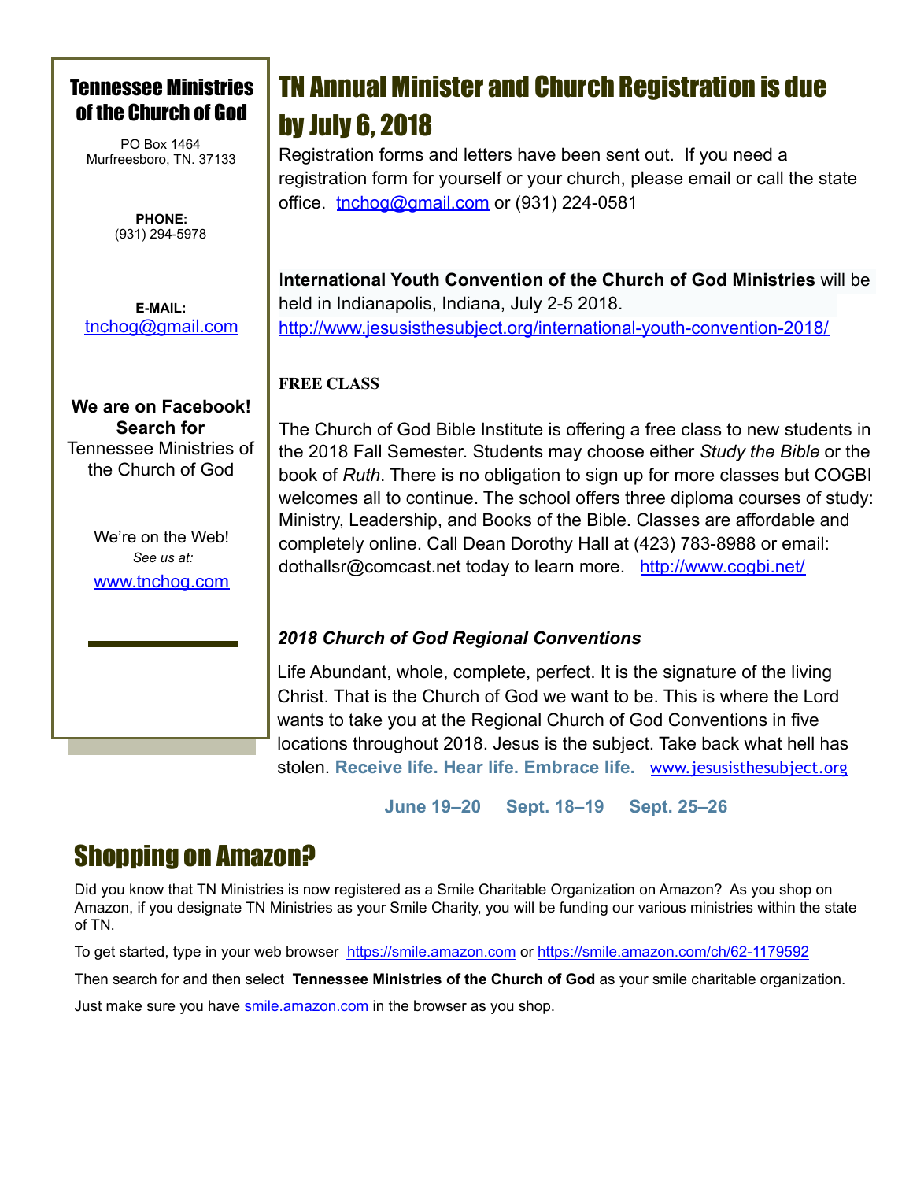## Tennessee Ministries of the Church of God

PO Box 1464
Murfreesboro, TN. 37133

**PHONE:**
(931) 294-5978

**E-MAIL:**
tnchog@gmail.com

**We are on Facebook! Search for**
Tennessee Ministries of the Church of God

We're on the Web!
*See us at:*
www.tnchog.com

# TN Annual Minister and Church Registration is due by July 6, 2018

Registration forms and letters have been sent out. If you need a registration form for yourself or your church, please email or call the state office. tnchog@gmail.com or (931) 224-0581

**International Youth Convention of the Church of God Ministries** will be held in Indianapolis, Indiana, July 2-5 2018. http://www.jesusisthesubject.org/international-youth-convention-2018/

**FREE CLASS**

The Church of God Bible Institute is offering a free class to new students in the 2018 Fall Semester. Students may choose either *Study the Bible* or the book of *Ruth*. There is no obligation to sign up for more classes but COGBI welcomes all to continue. The school offers three diploma courses of study: Ministry, Leadership, and Books of the Bible. Classes are affordable and completely online. Call Dean Dorothy Hall at (423) 783-8988 or email: dothallsr@comcast.net today to learn more. http://www.cogbi.net/

***2018 Church of God Regional Conventions***

Life Abundant, whole, complete, perfect. It is the signature of the living Christ. That is the Church of God we want to be. This is where the Lord wants to take you at the Regional Church of God Conventions in five locations throughout 2018. Jesus is the subject. Take back what hell has stolen. **Receive life. Hear life. Embrace life.** www.jesusisthesubject.org

**June 19–20 Sept. 18–19 Sept. 25–26**

# Shopping on Amazon?

Did you know that TN Ministries is now registered as a Smile Charitable Organization on Amazon? As you shop on Amazon, if you designate TN Ministries as your Smile Charity, you will be funding our various ministries within the state of TN.

To get started, type in your web browser https://smile.amazon.com or https://smile.amazon.com/ch/62-1179592

Then search for and then select **Tennessee Ministries of the Church of God** as your smile charitable organization.

Just make sure you have smile.amazon.com in the browser as you shop.